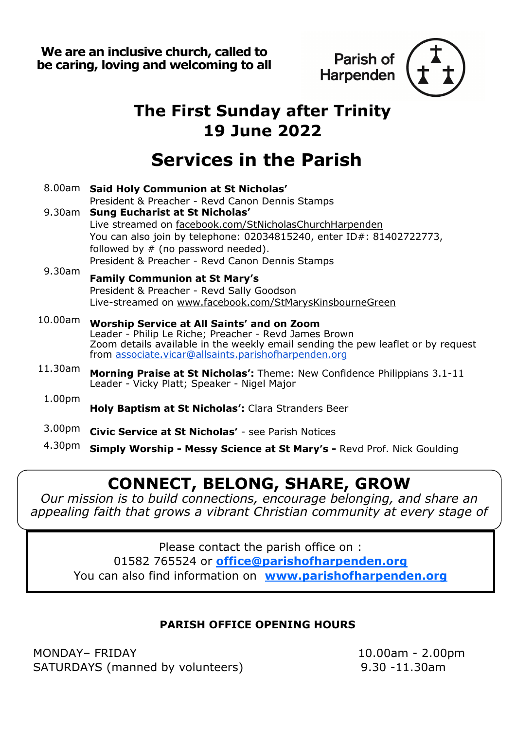**We are an inclusive church, called to be caring, loving and welcoming to all**

Parish of Harpenden

# The First Sunday after Trinity
# 19 June 2022

# Services in the Parish

8.00am **Said Holy Communion at St Nicholas'**
President & Preacher - Revd Canon Dennis Stamps

9.30am **Sung Eucharist at St Nicholas'**
Live streamed on facebook.com/StNicholasChurchHarpenden
You can also join by telephone: 02034815240, enter ID#: 81402722773, followed by # (no password needed).
President & Preacher - Revd Canon Dennis Stamps

9.30am **Family Communion at St Mary's**
President & Preacher - Revd Sally Goodson
Live-streamed on www.facebook.com/StMarysKinsbourneGreen

10.00am **Worship Service at All Saints' and on Zoom**
Leader - Philip Le Riche; Preacher - Revd James Brown
Zoom details available in the weekly email sending the pew leaflet or by request from associate.vicar@allsaints.parishofharpenden.org

11.30am **Morning Praise at St Nicholas':** Theme: New Confidence Philippians 3.1-11
Leader - Vicky Platt; Speaker - Nigel Major

1.00pm **Holy Baptism at St Nicholas':** Clara Stranders Beer

3.00pm **Civic Service at St Nicholas'** - see Parish Notices

4.30pm **Simply Worship - Messy Science at St Mary's -** Revd Prof. Nick Goulding

## CONNECT, BELONG, SHARE, GROW

*Our mission is to build connections, encourage belonging, and share an appealing faith that grows a vibrant Christian community at every stage of*

Please contact the parish office on :
01582 765524 or **office@parishofharpenden.org**
You can also find information on **www.parishofharpenden.org**

**PARISH OFFICE OPENING HOURS**

MONDAY– FRIDAY 10.00am - 2.00pm
SATURDAYS (manned by volunteers) 9.30 -11.30am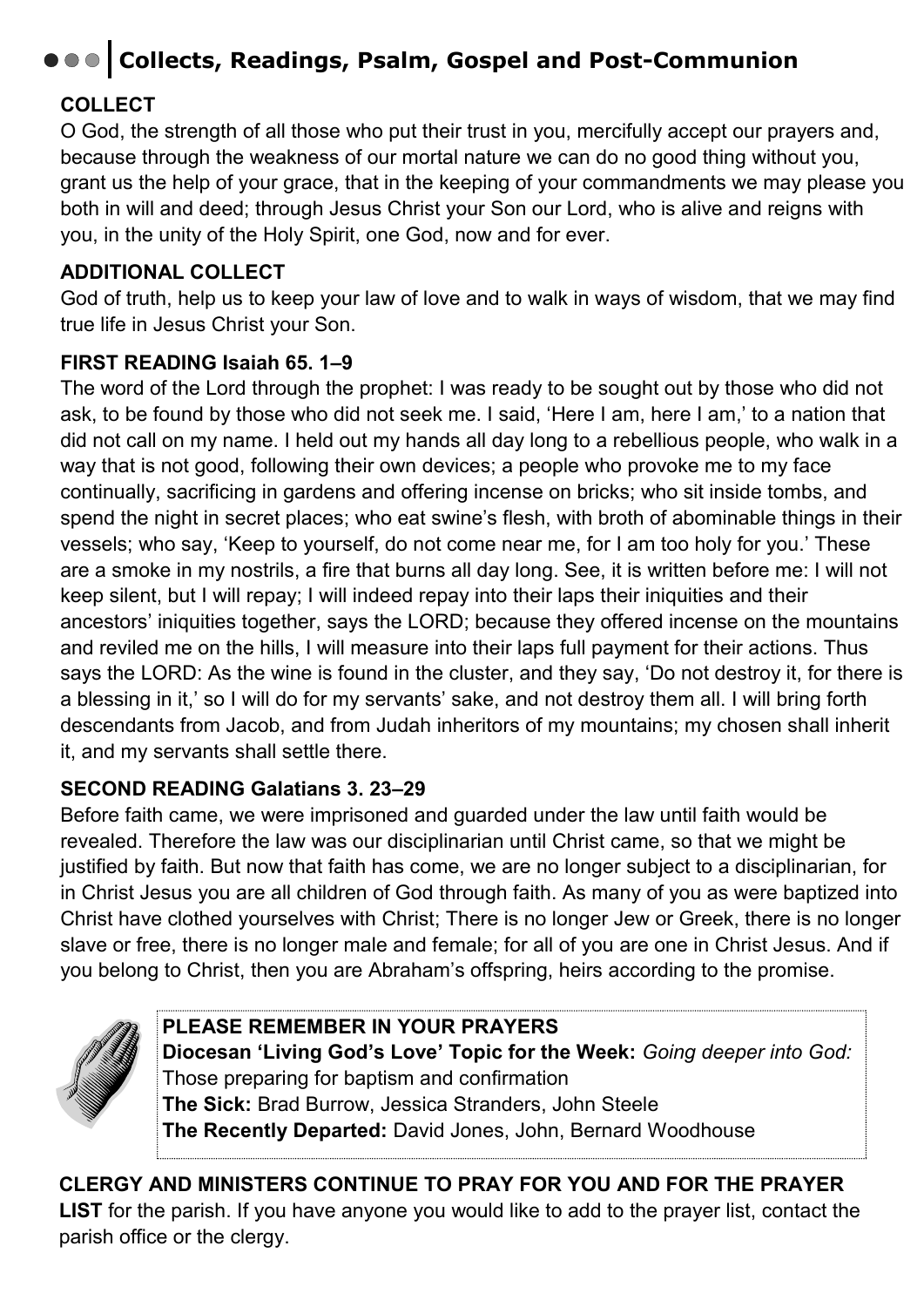## Collects, Readings, Psalm, Gospel and Post-Communion

**COLLECT**

O God, the strength of all those who put their trust in you, mercifully accept our prayers and, because through the weakness of our mortal nature we can do no good thing without you, grant us the help of your grace, that in the keeping of your commandments we may please you both in will and deed; through Jesus Christ your Son our Lord, who is alive and reigns with you, in the unity of the Holy Spirit, one God, now and for ever.

**ADDITIONAL COLLECT**

God of truth, help us to keep your law of love and to walk in ways of wisdom, that we may find true life in Jesus Christ your Son.

**FIRST READING Isaiah 65. 1–9**

The word of the Lord through the prophet: I was ready to be sought out by those who did not ask, to be found by those who did not seek me. I said, 'Here I am, here I am,' to a nation that did not call on my name. I held out my hands all day long to a rebellious people, who walk in a way that is not good, following their own devices; a people who provoke me to my face continually, sacrificing in gardens and offering incense on bricks; who sit inside tombs, and spend the night in secret places; who eat swine's flesh, with broth of abominable things in their vessels; who say, 'Keep to yourself, do not come near me, for I am too holy for you.' These are a smoke in my nostrils, a fire that burns all day long. See, it is written before me: I will not keep silent, but I will repay; I will indeed repay into their laps their iniquities and their ancestors' iniquities together, says the LORD; because they offered incense on the mountains and reviled me on the hills, I will measure into their laps full payment for their actions. Thus says the LORD: As the wine is found in the cluster, and they say, 'Do not destroy it, for there is a blessing in it,' so I will do for my servants' sake, and not destroy them all. I will bring forth descendants from Jacob, and from Judah inheritors of my mountains; my chosen shall inherit it, and my servants shall settle there.

**SECOND READING Galatians 3. 23–29**

Before faith came, we were imprisoned and guarded under the law until faith would be revealed. Therefore the law was our disciplinarian until Christ came, so that we might be justified by faith. But now that faith has come, we are no longer subject to a disciplinarian, for in Christ Jesus you are all children of God through faith. As many of you as were baptized into Christ have clothed yourselves with Christ; There is no longer Jew or Greek, there is no longer slave or free, there is no longer male and female; for all of you are one in Christ Jesus. And if you belong to Christ, then you are Abraham's offspring, heirs according to the promise.

**PLEASE REMEMBER IN YOUR PRAYERS**

**Diocesan 'Living God's Love' Topic for the Week:** *Going deeper into God:* Those preparing for baptism and confirmation

**The Sick:** Brad Burrow, Jessica Stranders, John Steele

**The Recently Departed:** David Jones, John, Bernard Woodhouse

**CLERGY AND MINISTERS CONTINUE TO PRAY FOR YOU AND FOR THE PRAYER LIST** for the parish. If you have anyone you would like to add to the prayer list, contact the parish office or the clergy.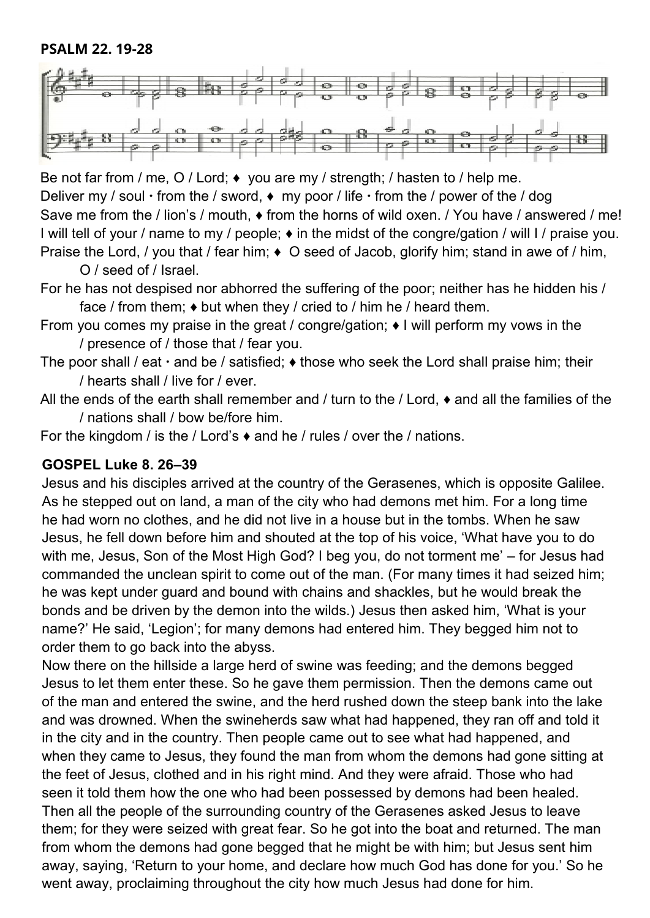**PSALM 22. 19-28**

Be not far from / me, O / Lord; ♦  you are my / strength; / hasten to / help me.
Deliver my / soul · from the / sword, ♦  my poor / life · from the / power of the / dog
Save me from the / lion's / mouth, ♦ from the horns of wild oxen. / You have / answered / me!
I will tell of your / name to my / people; ♦ in the midst of the congre/gation / will I / praise you.
Praise the Lord, / you that / fear him; ♦  O seed of Jacob, glorify him; stand in awe of / him, O / seed of / Israel.
For he has not despised nor abhorred the suffering of the poor; neither has he hidden his / face / from them; ♦ but when they / cried to / him he / heard them.
From you comes my praise in the great / congre/gation; ♦ I will perform my vows in the / presence of / those that / fear you.
The poor shall / eat · and be / satisfied; ♦ those who seek the Lord shall praise him; their / hearts shall / live for / ever.
All the ends of the earth shall remember and / turn to the / Lord, ♦ and all the families of the / nations shall / bow be/fore him.
For the kingdom / is the / Lord's ♦ and he / rules / over the / nations.

**GOSPEL Luke 8. 26–39**

Jesus and his disciples arrived at the country of the Gerasenes, which is opposite Galilee. As he stepped out on land, a man of the city who had demons met him. For a long time he had worn no clothes, and he did not live in a house but in the tombs. When he saw Jesus, he fell down before him and shouted at the top of his voice, 'What have you to do with me, Jesus, Son of the Most High God? I beg you, do not torment me' – for Jesus had commanded the unclean spirit to come out of the man. (For many times it had seized him; he was kept under guard and bound with chains and shackles, but he would break the bonds and be driven by the demon into the wilds.) Jesus then asked him, 'What is your name?' He said, 'Legion'; for many demons had entered him. They begged him not to order them to go back into the abyss.

Now there on the hillside a large herd of swine was feeding; and the demons begged Jesus to let them enter these. So he gave them permission. Then the demons came out of the man and entered the swine, and the herd rushed down the steep bank into the lake and was drowned. When the swineherds saw what had happened, they ran off and told it in the city and in the country. Then people came out to see what had happened, and when they came to Jesus, they found the man from whom the demons had gone sitting at the feet of Jesus, clothed and in his right mind. And they were afraid. Those who had seen it told them how the one who had been possessed by demons had been healed. Then all the people of the surrounding country of the Gerasenes asked Jesus to leave them; for they were seized with great fear. So he got into the boat and returned. The man from whom the demons had gone begged that he might be with him; but Jesus sent him away, saying, 'Return to your home, and declare how much God has done for you.' So he went away, proclaiming throughout the city how much Jesus had done for him.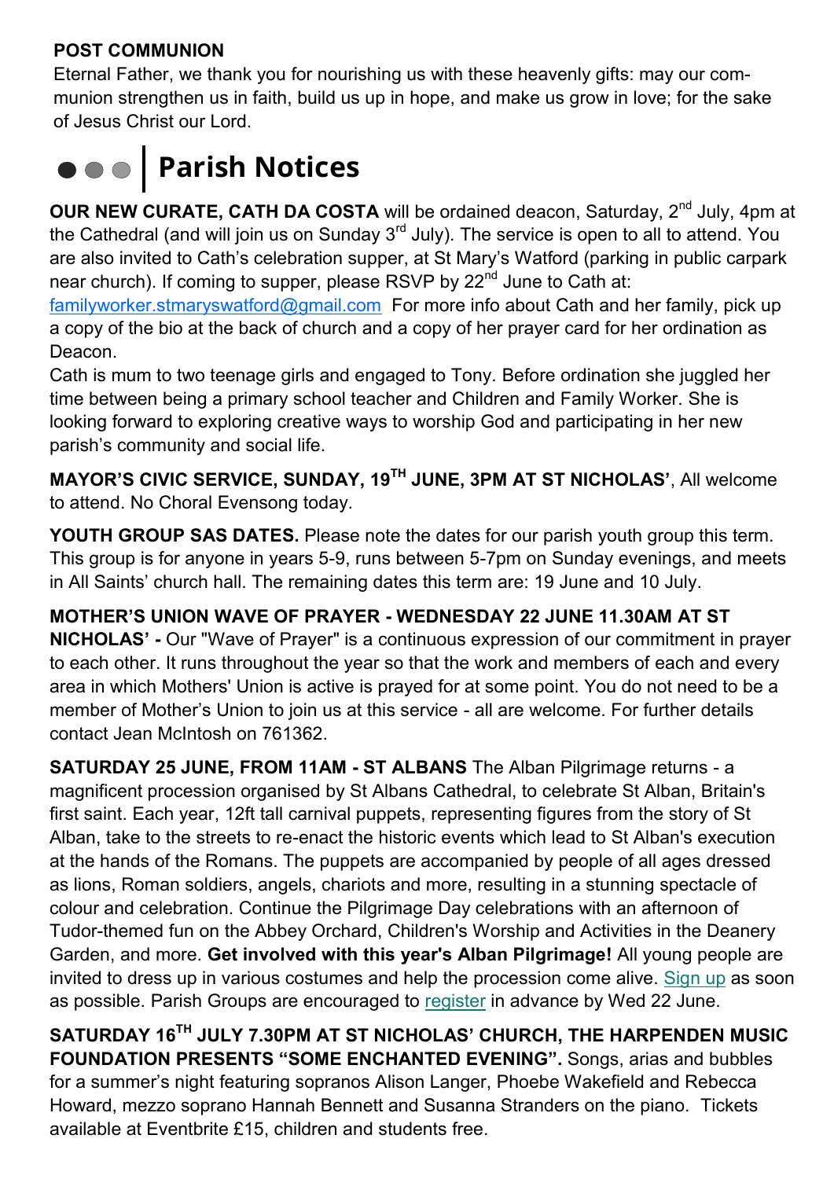**POST COMMUNION**

Eternal Father, we thank you for nourishing us with these heavenly gifts: may our communion strengthen us in faith, build us up in hope, and make us grow in love; for the sake of Jesus Christ our Lord.

## Parish Notices

**OUR NEW CURATE, CATH DA COSTA** will be ordained deacon, Saturday, 2nd July, 4pm at the Cathedral (and will join us on Sunday 3rd July). The service is open to all to attend. You are also invited to Cath's celebration supper, at St Mary's Watford (parking in public carpark near church). If coming to supper, please RSVP by 22nd June to Cath at: familyworker.stmaryswatford@gmail.com For more info about Cath and her family, pick up a copy of the bio at the back of church and a copy of her prayer card for her ordination as Deacon.

Cath is mum to two teenage girls and engaged to Tony. Before ordination she juggled her time between being a primary school teacher and Children and Family Worker. She is looking forward to exploring creative ways to worship God and participating in her new parish's community and social life.

**MAYOR'S CIVIC SERVICE, SUNDAY, 19TH JUNE, 3PM AT ST NICHOLAS'**, All welcome to attend. No Choral Evensong today.

**YOUTH GROUP SAS DATES.** Please note the dates for our parish youth group this term. This group is for anyone in years 5-9, runs between 5-7pm on Sunday evenings, and meets in All Saints' church hall. The remaining dates this term are: 19 June and 10 July.

**MOTHER'S UNION WAVE OF PRAYER - WEDNESDAY 22 JUNE 11.30AM AT ST NICHOLAS' -** Our "Wave of Prayer" is a continuous expression of our commitment in prayer to each other. It runs throughout the year so that the work and members of each and every area in which Mothers' Union is active is prayed for at some point. You do not need to be a member of Mother's Union to join us at this service - all are welcome. For further details contact Jean McIntosh on 761362.

**SATURDAY 25 JUNE, FROM 11AM - ST ALBANS** The Alban Pilgrimage returns - a magnificent procession organised by St Albans Cathedral, to celebrate St Alban, Britain's first saint. Each year, 12ft tall carnival puppets, representing figures from the story of St Alban, take to the streets to re-enact the historic events which lead to St Alban's execution at the hands of the Romans. The puppets are accompanied by people of all ages dressed as lions, Roman soldiers, angels, chariots and more, resulting in a stunning spectacle of colour and celebration. Continue the Pilgrimage Day celebrations with an afternoon of Tudor-themed fun on the Abbey Orchard, Children's Worship and Activities in the Deanery Garden, and more. **Get involved with this year's Alban Pilgrimage!** All young people are invited to dress up in various costumes and help the procession come alive. Sign up as soon as possible. Parish Groups are encouraged to register in advance by Wed 22 June.

**SATURDAY 16TH JULY 7.30PM AT ST NICHOLAS' CHURCH, THE HARPENDEN MUSIC FOUNDATION PRESENTS "SOME ENCHANTED EVENING".** Songs, arias and bubbles for a summer's night featuring sopranos Alison Langer, Phoebe Wakefield and Rebecca Howard, mezzo soprano Hannah Bennett and Susanna Stranders on the piano. Tickets available at Eventbrite £15, children and students free.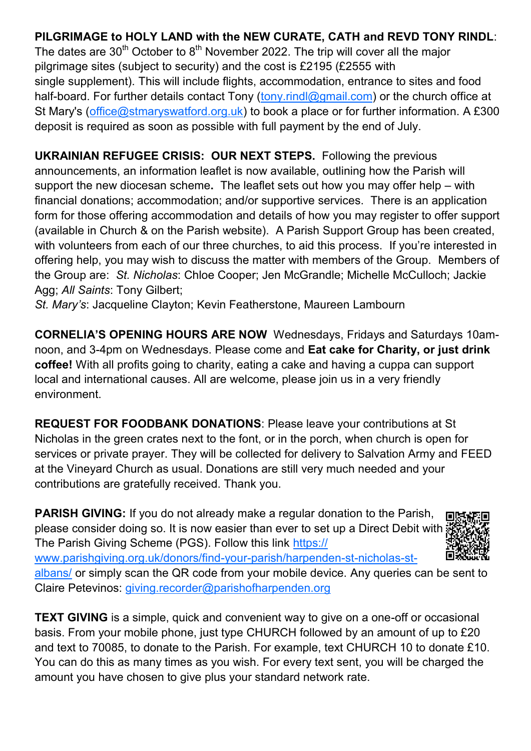**PILGRIMAGE to HOLY LAND with the NEW CURATE, CATH and REVD TONY RINDL**: The dates are 30th October to 8th November 2022. The trip will cover all the major pilgrimage sites (subject to security) and the cost is £2195 (£2555 with single supplement). This will include flights, accommodation, entrance to sites and food half-board. For further details contact Tony (tony.rindl@gmail.com) or the church office at St Mary's (office@stmaryswatford.org.uk) to book a place or for further information. A £300 deposit is required as soon as possible with full payment by the end of July.

**UKRAINIAN REFUGEE CRISIS: OUR NEXT STEPS.** Following the previous announcements, an information leaflet is now available, outlining how the Parish will support the new diocesan scheme**.** The leaflet sets out how you may offer help – with financial donations; accommodation; and/or supportive services. There is an application form for those offering accommodation and details of how you may register to offer support (available in Church & on the Parish website). A Parish Support Group has been created, with volunteers from each of our three churches, to aid this process. If you're interested in offering help, you may wish to discuss the matter with members of the Group. Members of the Group are: *St. Nicholas*: Chloe Cooper; Jen McGrandle; Michelle McCulloch; Jackie Agg; *All Saints*: Tony Gilbert;
*St. Mary's*: Jacqueline Clayton; Kevin Featherstone, Maureen Lambourn

**CORNELIA'S OPENING HOURS ARE NOW** Wednesdays, Fridays and Saturdays 10am-noon, and 3-4pm on Wednesdays. Please come and **Eat cake for Charity, or just drink coffee!** With all profits going to charity, eating a cake and having a cuppa can support local and international causes. All are welcome, please join us in a very friendly environment.

**REQUEST FOR FOODBANK DONATIONS**: Please leave your contributions at St Nicholas in the green crates next to the font, or in the porch, when church is open for services or private prayer. They will be collected for delivery to Salvation Army and FEED at the Vineyard Church as usual. Donations are still very much needed and your contributions are gratefully received. Thank you.

**PARISH GIVING:** If you do not already make a regular donation to the Parish, please consider doing so. It is now easier than ever to set up a Direct Debit with The Parish Giving Scheme (PGS). Follow this link https://www.parishgiving.org.uk/donors/find-your-parish/harpenden-st-nicholas-st-albans/ or simply scan the QR code from your mobile device. Any queries can be sent to Claire Petevinos: giving.recorder@parishofharpenden.org

**TEXT GIVING** is a simple, quick and convenient way to give on a one-off or occasional basis. From your mobile phone, just type CHURCH followed by an amount of up to £20 and text to 70085, to donate to the Parish. For example, text CHURCH 10 to donate £10. You can do this as many times as you wish. For every text sent, you will be charged the amount you have chosen to give plus your standard network rate.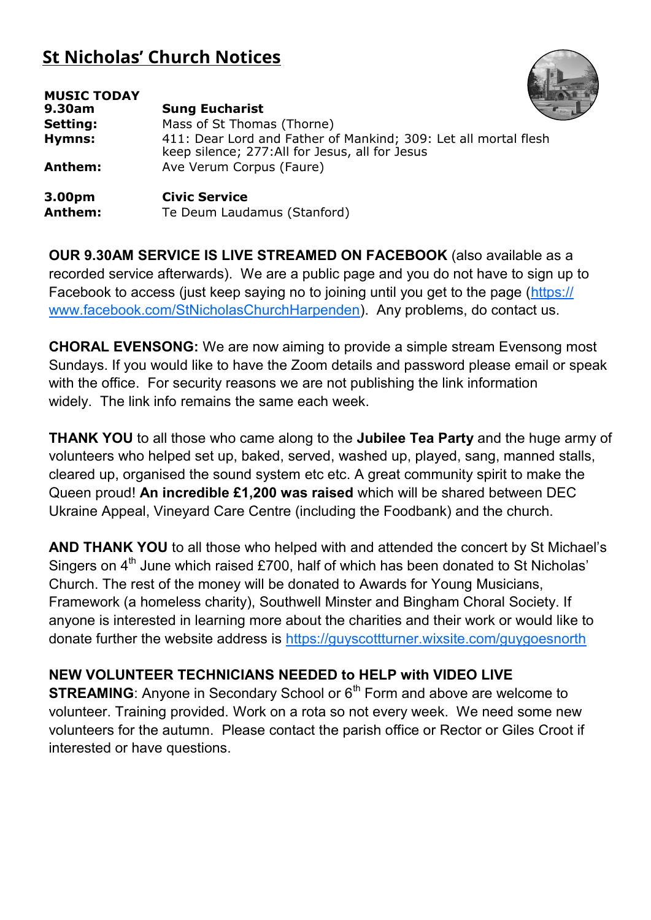# St Nicholas' Church Notices

**MUSIC TODAY**

| | |
|---|---|
| **9.30am** | **Sung Eucharist** |
| **Setting:** | Mass of St Thomas (Thorne) |
| **Hymns:** | 411: Dear Lord and Father of Mankind; 309: Let all mortal flesh keep silence; 277:All for Jesus, all for Jesus |
| **Anthem:** | Ave Verum Corpus (Faure) |
| | |
| **3.00pm** | **Civic Service** |
| **Anthem:** | Te Deum Laudamus (Stanford) |

**OUR 9.30AM SERVICE IS LIVE STREAMED ON FACEBOOK** (also available as a recorded service afterwards). We are a public page and you do not have to sign up to Facebook to access (just keep saying no to joining until you get to the page (https://www.facebook.com/StNicholasChurchHarpenden). Any problems, do contact us.

**CHORAL EVENSONG:** We are now aiming to provide a simple stream Evensong most Sundays. If you would like to have the Zoom details and password please email or speak with the office. For security reasons we are not publishing the link information widely. The link info remains the same each week.

**THANK YOU** to all those who came along to the **Jubilee Tea Party** and the huge army of volunteers who helped set up, baked, served, washed up, played, sang, manned stalls, cleared up, organised the sound system etc etc. A great community spirit to make the Queen proud! **An incredible £1,200 was raised** which will be shared between DEC Ukraine Appeal, Vineyard Care Centre (including the Foodbank) and the church.

**AND THANK YOU** to all those who helped with and attended the concert by St Michael's Singers on 4th June which raised £700, half of which has been donated to St Nicholas' Church. The rest of the money will be donated to Awards for Young Musicians, Framework (a homeless charity), Southwell Minster and Bingham Choral Society. If anyone is interested in learning more about the charities and their work or would like to donate further the website address is https://guyscottturner.wixsite.com/guygoesnorth

**NEW VOLUNTEER TECHNICIANS NEEDED to HELP with VIDEO LIVE STREAMING**: Anyone in Secondary School or 6th Form and above are welcome to volunteer. Training provided. Work on a rota so not every week. We need some new volunteers for the autumn. Please contact the parish office or Rector or Giles Croot if interested or have questions.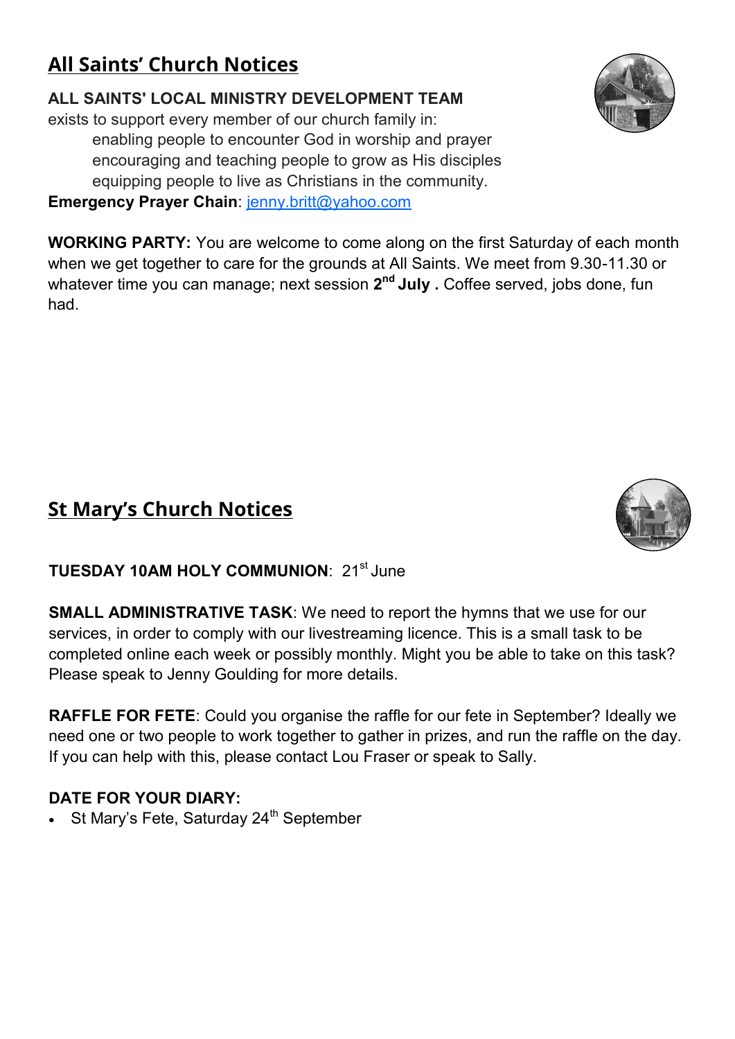## All Saints' Church Notices

**ALL SAINTS' LOCAL MINISTRY DEVELOPMENT TEAM**
exists to support every member of our church family in:

enabling people to encounter God in worship and prayer
encouraging and teaching people to grow as His disciples
equipping people to live as Christians in the community.

**Emergency Prayer Chain**: jenny.britt@yahoo.com

**WORKING PARTY:** You are welcome to come along on the first Saturday of each month when we get together to care for the grounds at All Saints. We meet from 9.30-11.30 or whatever time you can manage; next session **2nd July .** Coffee served, jobs done, fun had.

## St Mary's Church Notices

**TUESDAY 10AM HOLY COMMUNION**: 21st June

**SMALL ADMINISTRATIVE TASK**: We need to report the hymns that we use for our services, in order to comply with our livestreaming licence. This is a small task to be completed online each week or possibly monthly. Might you be able to take on this task? Please speak to Jenny Goulding for more details.

**RAFFLE FOR FETE**: Could you organise the raffle for our fete in September? Ideally we need one or two people to work together to gather in prizes, and run the raffle on the day. If you can help with this, please contact Lou Fraser or speak to Sally.

**DATE FOR YOUR DIARY:**

- St Mary's Fete, Saturday 24th September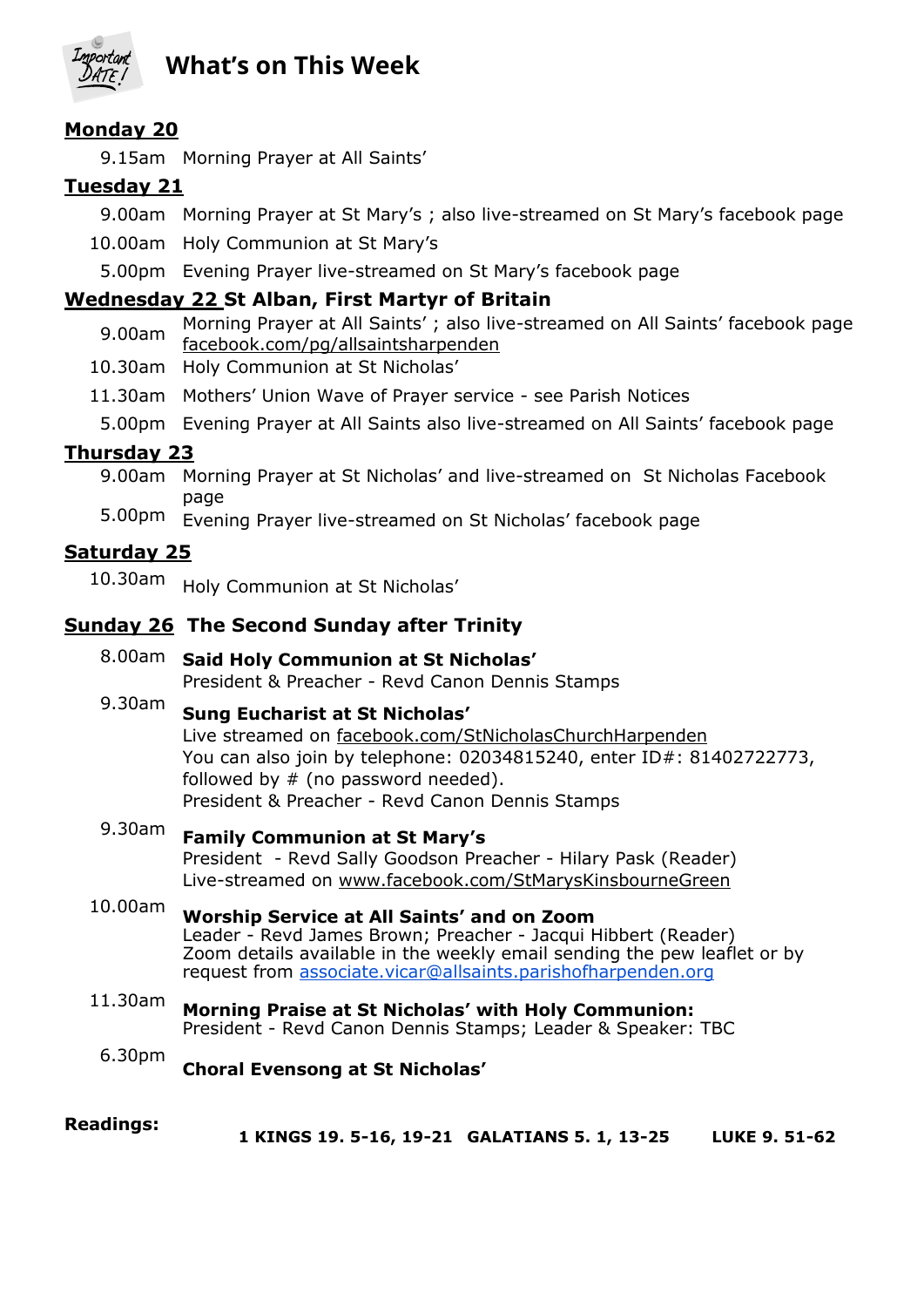# What's on This Week

**Monday 20**

9.15am Morning Prayer at All Saints'

**Tuesday 21**

9.00am Morning Prayer at St Mary's ; also live-streamed on St Mary's facebook page

10.00am Holy Communion at St Mary's

5.00pm Evening Prayer live-streamed on St Mary's facebook page

**Wednesday 22 St Alban, First Martyr of Britain**

9.00am Morning Prayer at All Saints' ; also live-streamed on All Saints' facebook page facebook.com/pg/allsaintsharpenden

10.30am Holy Communion at St Nicholas'

11.30am Mothers' Union Wave of Prayer service - see Parish Notices

5.00pm Evening Prayer at All Saints also live-streamed on All Saints' facebook page

**Thursday 23**

9.00am Morning Prayer at St Nicholas' and live-streamed on St Nicholas Facebook page

5.00pm Evening Prayer live-streamed on St Nicholas' facebook page

**Saturday 25**

10.30am Holy Communion at St Nicholas'

**Sunday 26 The Second Sunday after Trinity**

8.00am **Said Holy Communion at St Nicholas'**
President & Preacher - Revd Canon Dennis Stamps

9.30am **Sung Eucharist at St Nicholas'**
Live streamed on facebook.com/StNicholasChurchHarpenden
You can also join by telephone: 02034815240, enter ID#: 81402722773, followed by # (no password needed).
President & Preacher - Revd Canon Dennis Stamps

9.30am **Family Communion at St Mary's**
President - Revd Sally Goodson Preacher - Hilary Pask (Reader)
Live-streamed on www.facebook.com/StMarysKinsbourneGreen

10.00am **Worship Service at All Saints' and on Zoom**
Leader - Revd James Brown; Preacher - Jacqui Hibbert (Reader)
Zoom details available in the weekly email sending the pew leaflet or by request from associate.vicar@allsaints.parishofharpenden.org

11.30am **Morning Praise at St Nicholas' with Holy Communion:**
President - Revd Canon Dennis Stamps; Leader & Speaker: TBC

6.30pm **Choral Evensong at St Nicholas'**

**Readings:** **1 KINGS 19. 5-16, 19-21 GALATIANS 5. 1, 13-25 LUKE 9. 51-62**